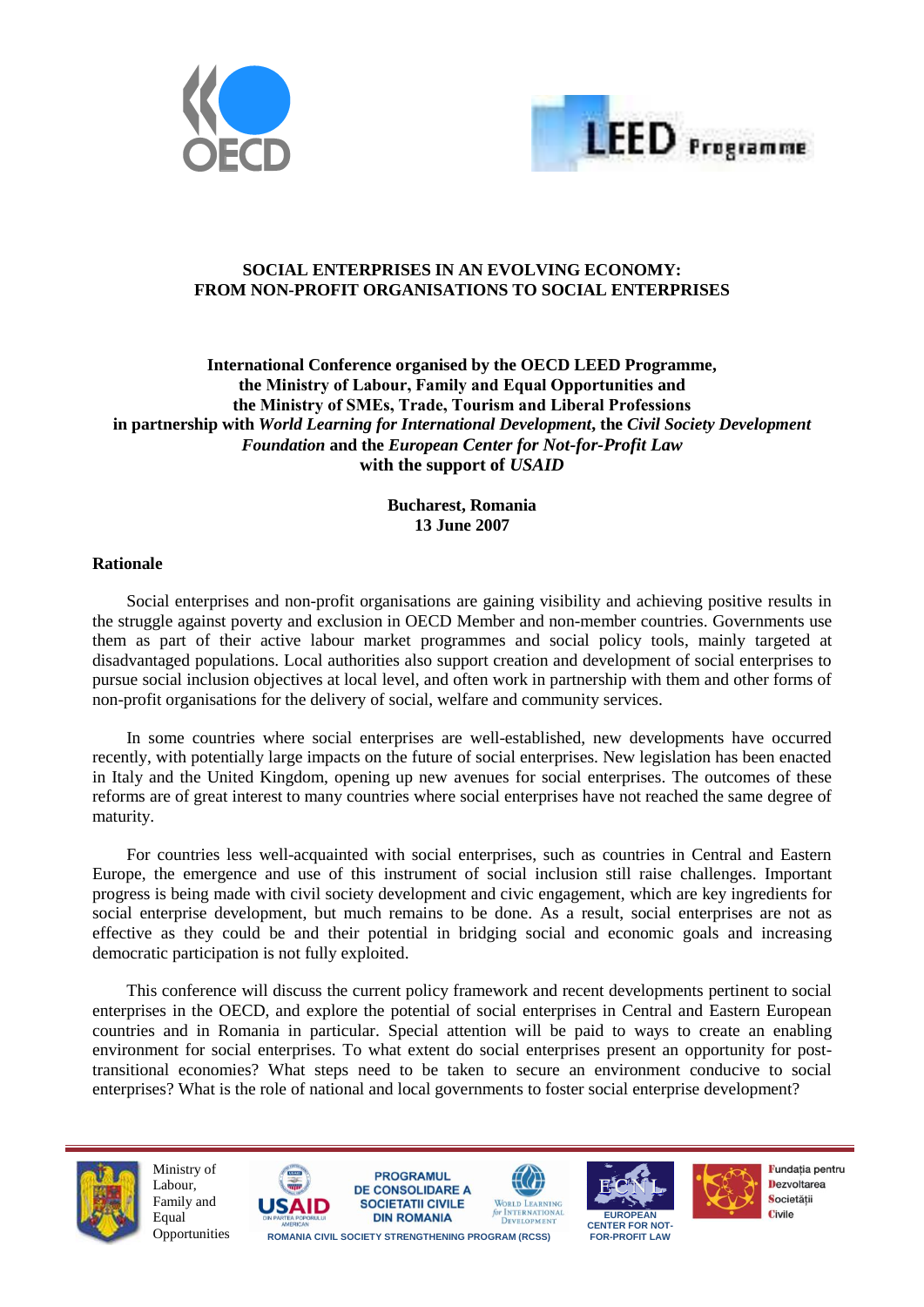# SOCIAL ENTERPRISES IN AN EVOLVING ECONOMY: FROM NON-PROFIT ORGANISATIONS TO SOCIAL ENTERPRISES

**International Conference organised by the OECD LEED Programme, the Ministry of Labour, Family and Equal Opportunities and the Ministry of SMEs, Trade, Tourism and Liberal Professions in partnership with *World Learning for International Development*, the *Civil Society Development Foundation* and the *European Center for Not-for-Profit Law* with the support of *USAID***

**Bucharest, Romania**
**13 June 2007**

## Rationale

Social enterprises and non-profit organisations are gaining visibility and achieving positive results in the struggle against poverty and exclusion in OECD Member and non-member countries. Governments use them as part of their active labour market programmes and social policy tools, mainly targeted at disadvantaged populations. Local authorities also support creation and development of social enterprises to pursue social inclusion objectives at local level, and often work in partnership with them and other forms of non-profit organisations for the delivery of social, welfare and community services.

In some countries where social enterprises are well-established, new developments have occurred recently, with potentially large impacts on the future of social enterprises. New legislation has been enacted in Italy and the United Kingdom, opening up new avenues for social enterprises. The outcomes of these reforms are of great interest to many countries where social enterprises have not reached the same degree of maturity.

For countries less well-acquainted with social enterprises, such as countries in Central and Eastern Europe, the emergence and use of this instrument of social inclusion still raise challenges. Important progress is being made with civil society development and civic engagement, which are key ingredients for social enterprise development, but much remains to be done. As a result, social enterprises are not as effective as they could be and their potential in bridging social and economic goals and increasing democratic participation is not fully exploited.

This conference will discuss the current policy framework and recent developments pertinent to social enterprises in the OECD, and explore the potential of social enterprises in Central and Eastern European countries and in Romania in particular. Special attention will be paid to ways to create an enabling environment for social enterprises. To what extent do social enterprises present an opportunity for post-transitional economies? What steps need to be taken to secure an environment conducive to social enterprises? What is the role of national and local governments to foster social enterprise development?

Ministry of Labour, Family and Equal Opportunities

PROGRAMUL DE CONSOLIDARE A SOCIETATII CIVILE DIN ROMANIA

ROMANIA CIVIL SOCIETY STRENGTHENING PROGRAM (RCSS)

EUROPEAN CENTER FOR NOT-FOR-PROFIT LAW

Fundația pentru Dezvoltarea Societății Civile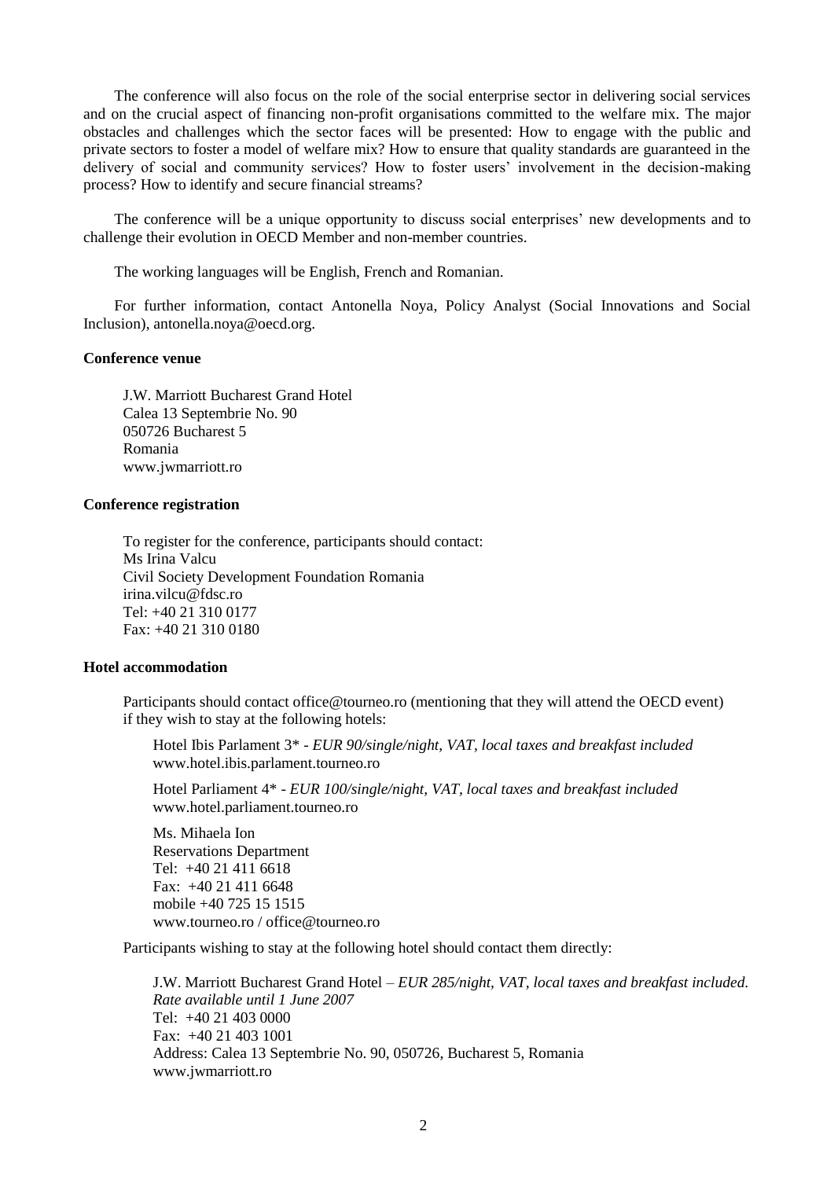The conference will also focus on the role of the social enterprise sector in delivering social services and on the crucial aspect of financing non-profit organisations committed to the welfare mix. The major obstacles and challenges which the sector faces will be presented: How to engage with the public and private sectors to foster a model of welfare mix? How to ensure that quality standards are guaranteed in the delivery of social and community services? How to foster users' involvement in the decision-making process? How to identify and secure financial streams?

The conference will be a unique opportunity to discuss social enterprises' new developments and to challenge their evolution in OECD Member and non-member countries.

The working languages will be English, French and Romanian.

For further information, contact Antonella Noya, Policy Analyst (Social Innovations and Social Inclusion), antonella.noya@oecd.org.

**Conference venue**

J.W. Marriott Bucharest Grand Hotel
Calea 13 Septembrie No. 90
050726 Bucharest 5
Romania
www.jwmarriott.ro

**Conference registration**

To register for the conference, participants should contact:
Ms Irina Valcu
Civil Society Development Foundation Romania
irina.vilcu@fdsc.ro
Tel: +40 21 310 0177
Fax: +40 21 310 0180

**Hotel accommodation**

Participants should contact office@tourneo.ro (mentioning that they will attend the OECD event) if they wish to stay at the following hotels:

Hotel Ibis Parlament 3* - *EUR 90/single/night, VAT, local taxes and breakfast included*
www.hotel.ibis.parlament.tourneo.ro

Hotel Parliament 4* - *EUR 100/single/night, VAT, local taxes and breakfast included*
www.hotel.parliament.tourneo.ro

Ms. Mihaela Ion
Reservations Department
Tel: +40 21 411 6618
Fax: +40 21 411 6648
mobile +40 725 15 1515
www.tourneo.ro / office@tourneo.ro

Participants wishing to stay at the following hotel should contact them directly:

J.W. Marriott Bucharest Grand Hotel – *EUR 285/night, VAT, local taxes and breakfast included. Rate available until 1 June 2007*
Tel: +40 21 403 0000
Fax: +40 21 403 1001
Address: Calea 13 Septembrie No. 90, 050726, Bucharest 5, Romania
www.jwmarriott.ro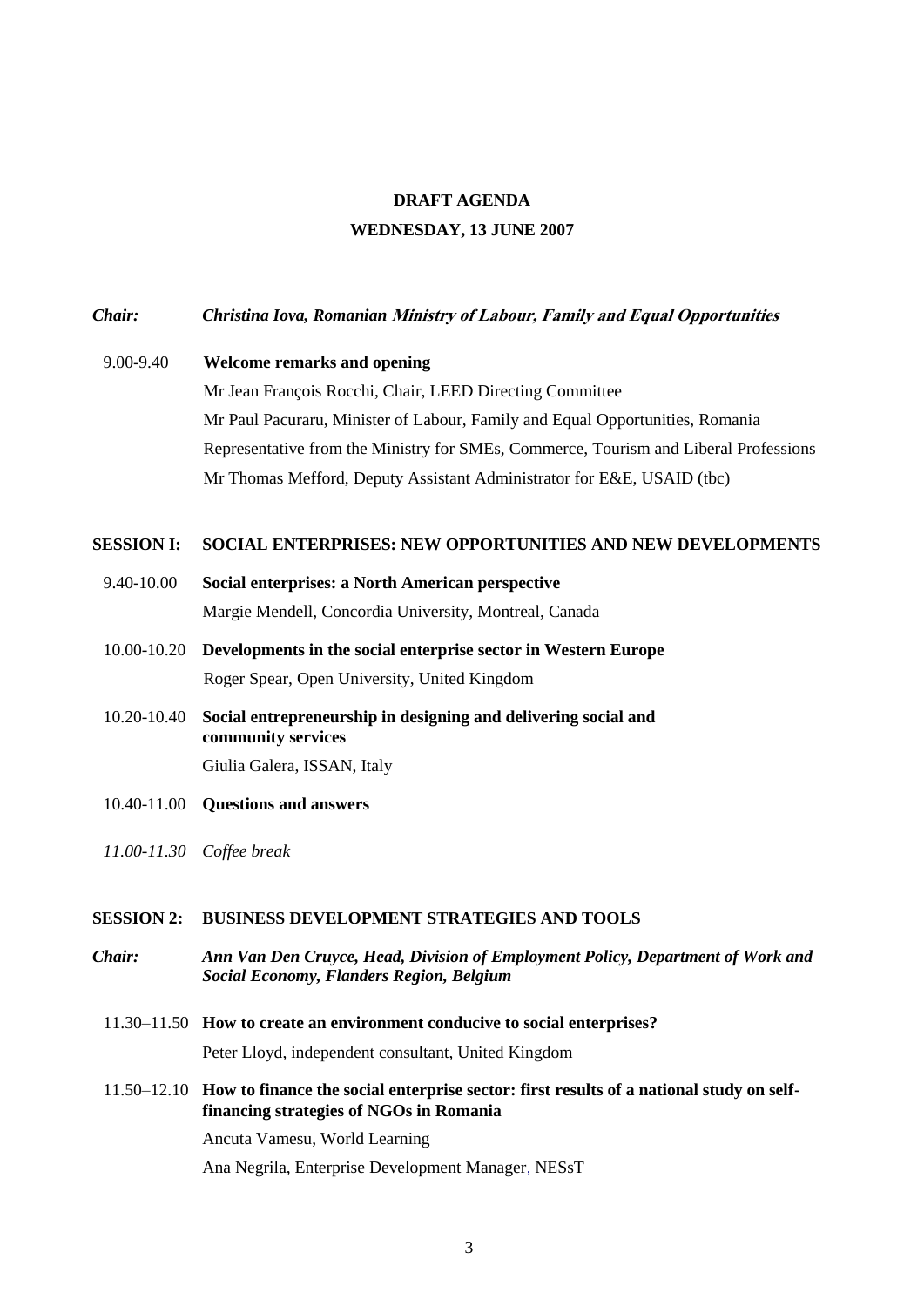**DRAFT AGENDA**

**WEDNESDAY, 13 JUNE 2007**

***Chair: Christina Iova, Romanian Ministry of Labour, Family and Equal Opportunities***

9.00-9.40 **Welcome remarks and opening**

Mr Jean François Rocchi, Chair, LEED Directing Committee

Mr Paul Pacuraru, Minister of Labour, Family and Equal Opportunities, Romania

Representative from the Ministry for SMEs, Commerce, Tourism and Liberal Professions

Mr Thomas Mefford, Deputy Assistant Administrator for E&E, USAID (tbc)

## SESSION I: SOCIAL ENTERPRISES: NEW OPPORTUNITIES AND NEW DEVELOPMENTS

9.40-10.00 **Social enterprises: a North American perspective**

Margie Mendell, Concordia University, Montreal, Canada

10.00-10.20 **Developments in the social enterprise sector in Western Europe**

Roger Spear, Open University, United Kingdom

10.20-10.40 **Social entrepreneurship in designing and delivering social and community services**

Giulia Galera, ISSAN, Italy

10.40-11.00 **Questions and answers**

*11.00-11.30 Coffee break*

## SESSION 2: BUSINESS DEVELOPMENT STRATEGIES AND TOOLS

***Chair: Ann Van Den Cruyce, Head, Division of Employment Policy, Department of Work and Social Economy, Flanders Region, Belgium***

11.30–11.50 **How to create an environment conducive to social enterprises?**

Peter Lloyd, independent consultant, United Kingdom

11.50–12.10 **How to finance the social enterprise sector: first results of a national study on self-financing strategies of NGOs in Romania**

Ancuta Vamesu, World Learning

Ana Negrila, Enterprise Development Manager, NESsT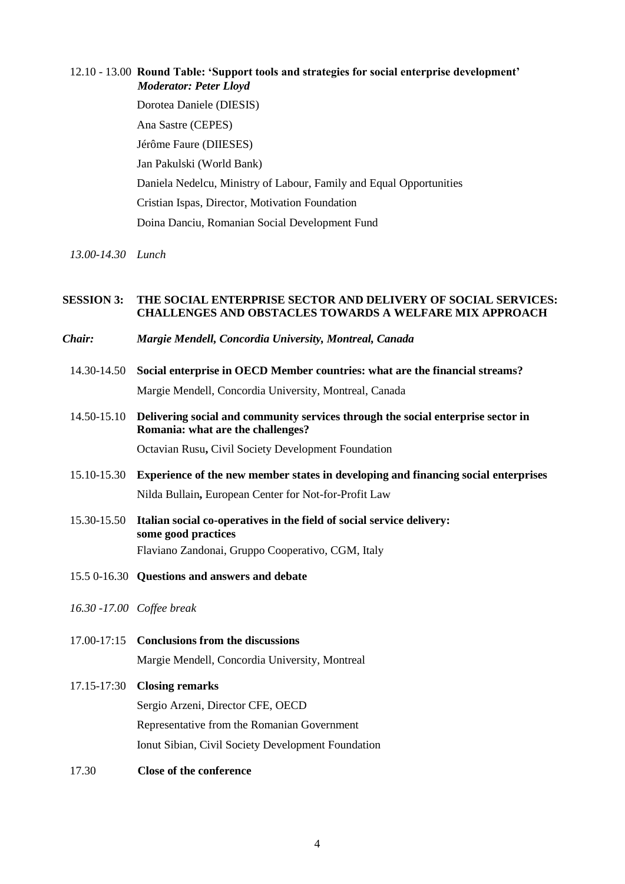12.10 - 13.00 **Round Table: 'Support tools and strategies for social enterprise development'**
***Moderator: Peter Lloyd***

Dorotea Daniele (DIESIS)

Ana Sastre (CEPES)

Jérôme Faure (DIIESES)

Jan Pakulski (World Bank)

Daniela Nedelcu, Ministry of Labour, Family and Equal Opportunities

Cristian Ispas, Director, Motivation Foundation

Doina Danciu, Romanian Social Development Fund

*13.00-14.30 Lunch*

## SESSION 3: THE SOCIAL ENTERPRISE SECTOR AND DELIVERY OF SOCIAL SERVICES: CHALLENGES AND OBSTACLES TOWARDS A WELFARE MIX APPROACH

***Chair: Margie Mendell, Concordia University, Montreal, Canada***

14.30-14.50 **Social enterprise in OECD Member countries: what are the financial streams?**
Margie Mendell, Concordia University, Montreal, Canada

14.50-15.10 **Delivering social and community services through the social enterprise sector in Romania: what are the challenges?**
Octavian Rusu**,** Civil Society Development Foundation

15.10-15.30 **Experience of the new member states in developing and financing social enterprises**
Nilda Bullain**,** European Center for Not-for-Profit Law

15.30-15.50 **Italian social co-operatives in the field of social service delivery: some good practices**
Flaviano Zandonai, Gruppo Cooperativo, CGM, Italy

15.5 0-16.30 **Questions and answers and debate**

*16.30 -17.00 Coffee break*

17.00-17:15 **Conclusions from the discussions**
Margie Mendell, Concordia University, Montreal

17.15-17:30 **Closing remarks**
Sergio Arzeni, Director CFE, OECD
Representative from the Romanian Government
Ionut Sibian, Civil Society Development Foundation

17.30 **Close of the conference**